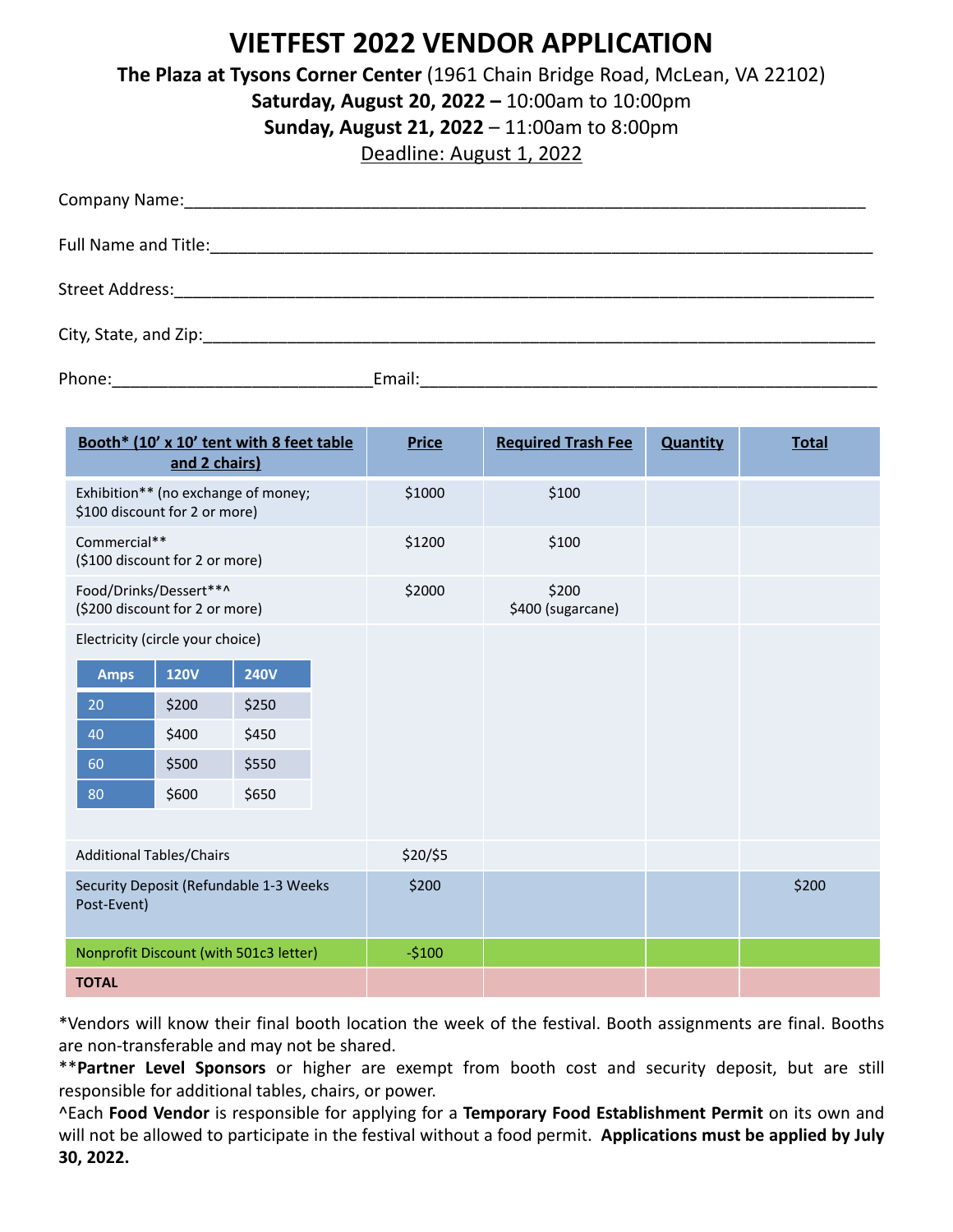# VIETFEST 2022 VENDOR APPLICATION

**The Plaza at Tysons Corner Center** (1961 Chain Bridge Road, McLean, VA 22102)

**Saturday, August 20, 2022 –** 10:00am to 10:00pm

**Sunday, August 21, 2022** – 11:00am to 8:00pm

Deadline: August 1, 2022

Company Name:___________________________________________________________________________

Full Name and Title:_______________________________________________________________________

Street Address:___________________________________________________________________________

City, State, and Zip:_______________________________________________________________________

Phone:____________________________Email:__________________________________________________

| Booth* (10' x 10' tent with 8 feet table and 2 chairs) | Price | Required Trash Fee | Quantity | Total |
|---|---|---|---|---|
| Exhibition** (no exchange of money; $100 discount for 2 or more) | $1000 | $100 | | |
| Commercial** ($100 discount for 2 or more) | $1200 | $100 | | |
| Food/Drinks/Dessert**^ ($200 discount for 2 or more) | $2000 | $200<br>$400 (sugarcane) | | |
| Electricity (circle your choice) | | | | |
| Additional Tables/Chairs | $20/$5 | | | |
| Security Deposit (Refundable 1-3 Weeks Post-Event) | $200 | | | $200 |
| Nonprofit Discount (with 501c3 letter) | -$100 | | | |
| **TOTAL** | | | | |

Electricity options:

| Amps | 120V | 240V |
|---|---|---|
| 20 | $200 | $250 |
| 40 | $400 | $450 |
| 60 | $500 | $550 |
| 80 | $600 | $650 |

*Vendors will know their final booth location the week of the festival. Booth assignments are final. Booths are non-transferable and may not be shared.

**__Partner Level Sponsors__** or higher are exempt from booth cost and security deposit, but are still responsible for additional tables, chairs, or power.

^Each **Food Vendor** is responsible for applying for a **Temporary Food Establishment Permit** on its own and will not be allowed to participate in the festival without a food permit. **Applications must be applied by July 30, 2022.**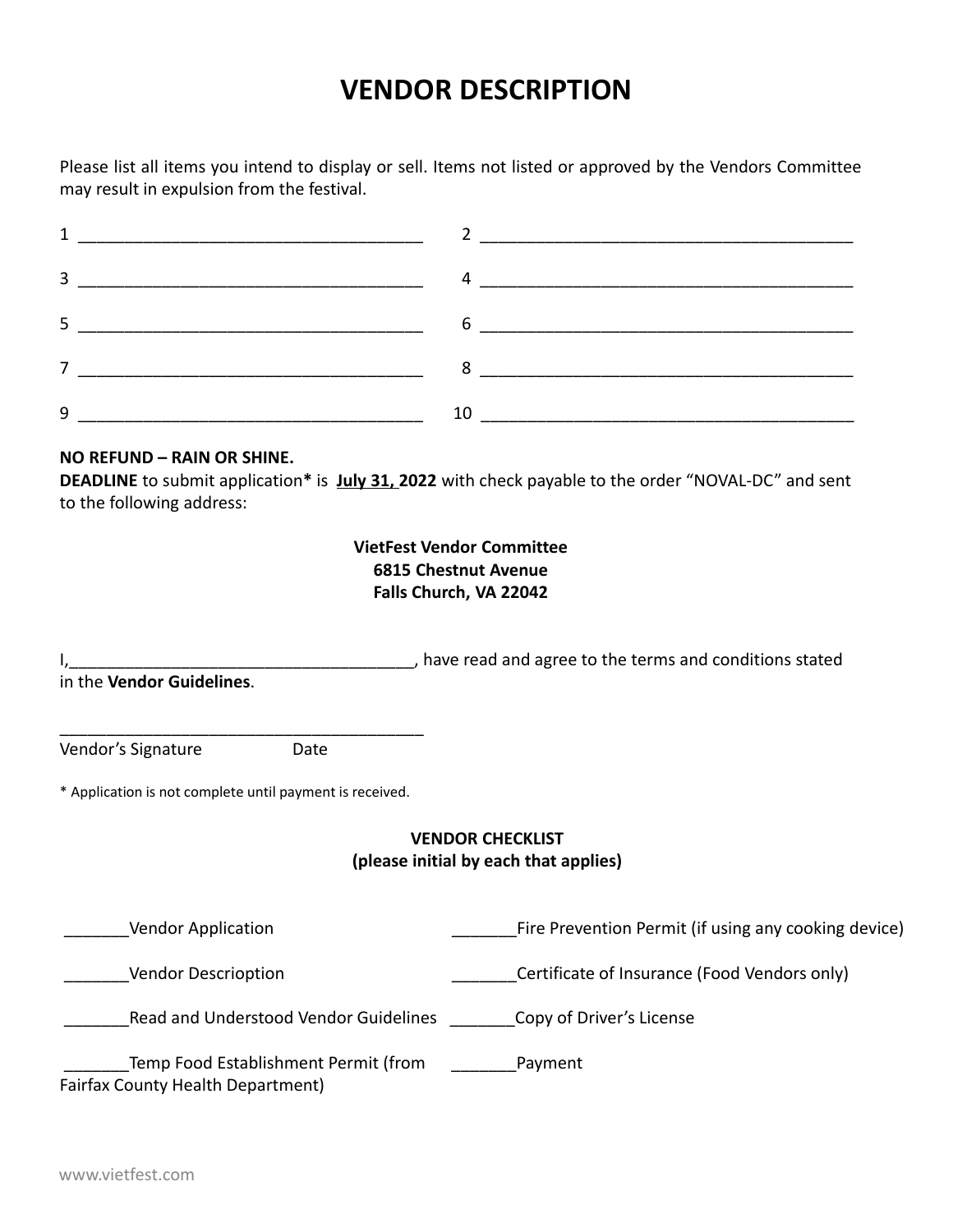# VENDOR DESCRIPTION

Please list all items you intend to display or sell. Items not listed or approved by the Vendors Committee may result in expulsion from the festival.

1 ____________________________________ 2 ________________________________________

3 ____________________________________ 4 ________________________________________

5 ____________________________________ 6 ________________________________________

7 ____________________________________ 8 ________________________________________

9 ____________________________________ 10 ________________________________________

**NO REFUND – RAIN OR SHINE.**
**DEADLINE** to submit application**\*** is **July 31, 2022** with check payable to the order "NOVAL-DC" and sent to the following address:

**VietFest Vendor Committee**
**6815 Chestnut Avenue**
**Falls Church, VA 22042**

I,_____________________________________, have read and agree to the terms and conditions stated in the **Vendor Guidelines**.

________________________________________
Vendor's Signature Date

\* Application is not complete until payment is received.

**VENDOR CHECKLIST**
**(please initial by each that applies)**

_______Vendor Application

_______Vendor Descrioption

_______Read and Understood Vendor Guidelines

_______Temp Food Establishment Permit (from Fairfax County Health Department)

_______Fire Prevention Permit (if using any cooking device)

_______Certificate of Insurance (Food Vendors only)

_______Copy of Driver's License

_______Payment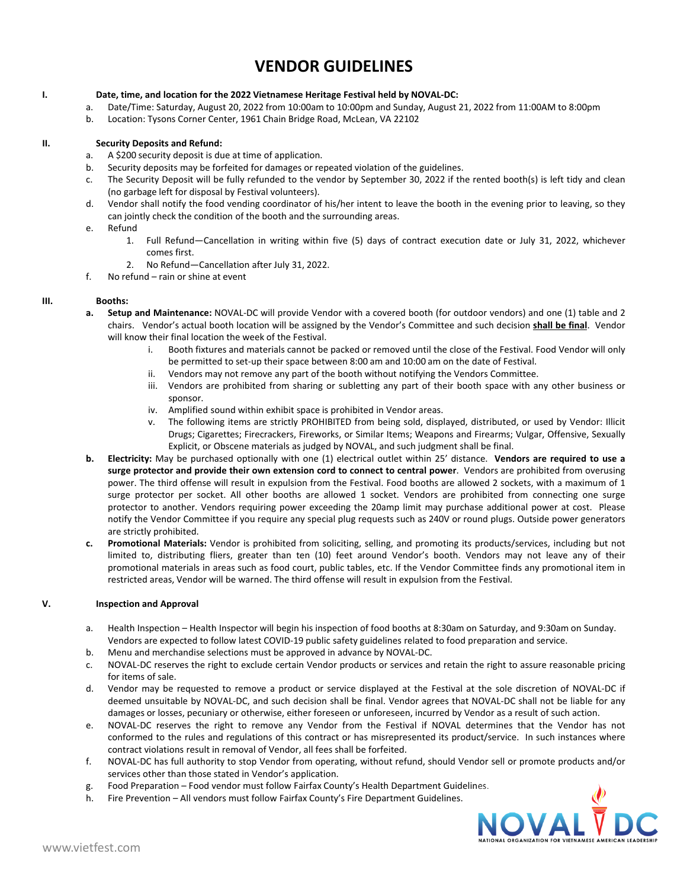# VENDOR GUIDELINES

**I. Date, time, and location for the 2022 Vietnamese Heritage Festival held by NOVAL-DC:**

a. Date/Time: Saturday, August 20, 2022 from 10:00am to 10:00pm and Sunday, August 21, 2022 from 11:00AM to 8:00pm

b. Location: Tysons Corner Center, 1961 Chain Bridge Road, McLean, VA 22102

**II. Security Deposits and Refund:**

a. A $200 security deposit is due at time of application.

b. Security deposits may be forfeited for damages or repeated violation of the guidelines.

c. The Security Deposit will be fully refunded to the vendor by September 30, 2022 if the rented booth(s) is left tidy and clean (no garbage left for disposal by Festival volunteers).

d. Vendor shall notify the food vending coordinator of his/her intent to leave the booth in the evening prior to leaving, so they can jointly check the condition of the booth and the surrounding areas.

e. Refund

1. Full Refund—Cancellation in writing within five (5) days of contract execution date or July 31, 2022, whichever comes first.
2. No Refund—Cancellation after July 31, 2022.

f. No refund – rain or shine at event

**III. Booths:**

**a. Setup and Maintenance:** NOVAL-DC will provide Vendor with a covered booth (for outdoor vendors) and one (1) table and 2 chairs. Vendor's actual booth location will be assigned by the Vendor's Committee and such decision **shall be final**. Vendor will know their final location the week of the Festival.

i. Booth fixtures and materials cannot be packed or removed until the close of the Festival. Food Vendor will only be permitted to set-up their space between 8:00 am and 10:00 am on the date of Festival.

ii. Vendors may not remove any part of the booth without notifying the Vendors Committee.

iii. Vendors are prohibited from sharing or subletting any part of their booth space with any other business or sponsor.

iv. Amplified sound within exhibit space is prohibited in Vendor areas.

v. The following items are strictly PROHIBITED from being sold, displayed, distributed, or used by Vendor: Illicit Drugs; Cigarettes; Firecrackers, Fireworks, or Similar Items; Weapons and Firearms; Vulgar, Offensive, Sexually Explicit, or Obscene materials as judged by NOVAL, and such judgment shall be final.

**b. Electricity:** May be purchased optionally with one (1) electrical outlet within 25' distance. **Vendors are required to use a surge protector and provide their own extension cord to connect to central power**. Vendors are prohibited from overusing power. The third offense will result in expulsion from the Festival. Food booths are allowed 2 sockets, with a maximum of 1 surge protector per socket. All other booths are allowed 1 socket. Vendors are prohibited from connecting one surge protector to another. Vendors requiring power exceeding the 20amp limit may purchase additional power at cost. Please notify the Vendor Committee if you require any special plug requests such as 240V or round plugs. Outside power generators are strictly prohibited.

**c. Promotional Materials:** Vendor is prohibited from soliciting, selling, and promoting its products/services, including but not limited to, distributing fliers, greater than ten (10) feet around Vendor's booth. Vendors may not leave any of their promotional materials in areas such as food court, public tables, etc. If the Vendor Committee finds any promotional item in restricted areas, Vendor will be warned. The third offense will result in expulsion from the Festival.

**V. Inspection and Approval**

a. Health Inspection – Health Inspector will begin his inspection of food booths at 8:30am on Saturday, and 9:30am on Sunday. Vendors are expected to follow latest COVID-19 public safety guidelines related to food preparation and service.

b. Menu and merchandise selections must be approved in advance by NOVAL-DC.

c. NOVAL-DC reserves the right to exclude certain Vendor products or services and retain the right to assure reasonable pricing for items of sale.

d. Vendor may be requested to remove a product or service displayed at the Festival at the sole discretion of NOVAL-DC if deemed unsuitable by NOVAL-DC, and such decision shall be final. Vendor agrees that NOVAL-DC shall not be liable for any damages or losses, pecuniary or otherwise, either foreseen or unforeseen, incurred by Vendor as a result of such action.

e. NOVAL-DC reserves the right to remove any Vendor from the Festival if NOVAL determines that the Vendor has not conformed to the rules and regulations of this contract or has misrepresented its product/service. In such instances where contract violations result in removal of Vendor, all fees shall be forfeited.

f. NOVAL-DC has full authority to stop Vendor from operating, without refund, should Vendor sell or promote products and/or services other than those stated in Vendor's application.

g. Food Preparation – Food vendor must follow Fairfax County's Health Department Guidelines.

h. Fire Prevention – All vendors must follow Fairfax County's Fire Department Guidelines.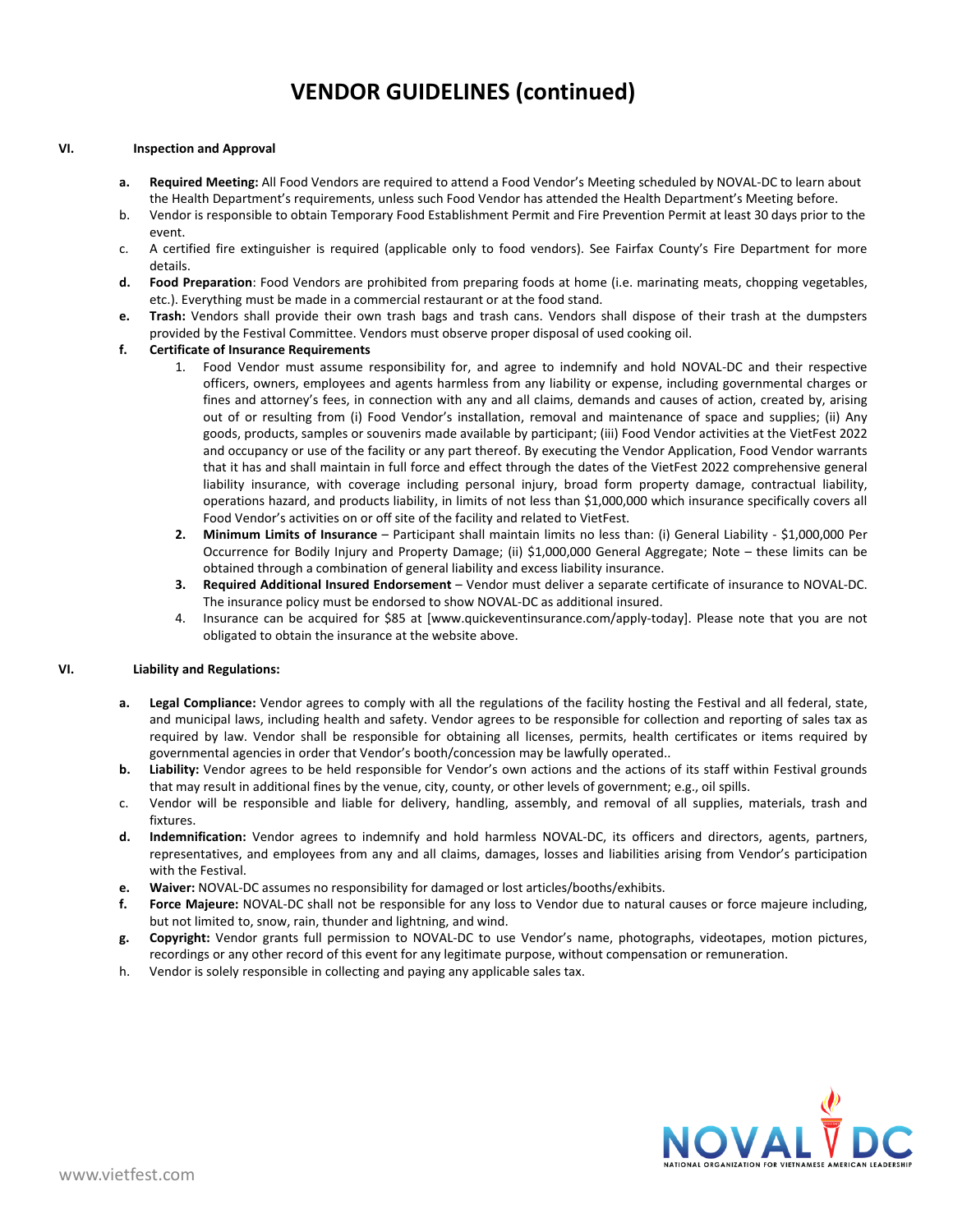# VENDOR GUIDELINES (continued)

**VI. Inspection and Approval**

- **a. Required Meeting:** All Food Vendors are required to attend a Food Vendor's Meeting scheduled by NOVAL-DC to learn about the Health Department's requirements, unless such Food Vendor has attended the Health Department's Meeting before.
- b. Vendor is responsible to obtain Temporary Food Establishment Permit and Fire Prevention Permit at least 30 days prior to the event.
- c. A certified fire extinguisher is required (applicable only to food vendors). See Fairfax County's Fire Department for more details.
- **d. Food Preparation**: Food Vendors are prohibited from preparing foods at home (i.e. marinating meats, chopping vegetables, etc.). Everything must be made in a commercial restaurant or at the food stand.
- **e. Trash:** Vendors shall provide their own trash bags and trash cans. Vendors shall dispose of their trash at the dumpsters provided by the Festival Committee. Vendors must observe proper disposal of used cooking oil.
- **f. Certificate of Insurance Requirements**
  1. Food Vendor must assume responsibility for, and agree to indemnify and hold NOVAL-DC and their respective officers, owners, employees and agents harmless from any liability or expense, including governmental charges or fines and attorney's fees, in connection with any and all claims, demands and causes of action, created by, arising out of or resulting from (i) Food Vendor's installation, removal and maintenance of space and supplies; (ii) Any goods, products, samples or souvenirs made available by participant; (iii) Food Vendor activities at the VietFest 2022 and occupancy or use of the facility or any part thereof. By executing the Vendor Application, Food Vendor warrants that it has and shall maintain in full force and effect through the dates of the VietFest 2022 comprehensive general liability insurance, with coverage including personal injury, broad form property damage, contractual liability, operations hazard, and products liability, in limits of not less than $1,000,000 which insurance specifically covers all Food Vendor's activities on or off site of the facility and related to VietFest.
  2. **Minimum Limits of Insurance** – Participant shall maintain limits no less than: (i) General Liability - $1,000,000 Per Occurrence for Bodily Injury and Property Damage; (ii) $1,000,000 General Aggregate; Note – these limits can be obtained through a combination of general liability and excess liability insurance.
  3. **Required Additional Insured Endorsement** – Vendor must deliver a separate certificate of insurance to NOVAL-DC. The insurance policy must be endorsed to show NOVAL-DC as additional insured.
  4. Insurance can be acquired for $85 at [www.quickeventinsurance.com/apply-today]. Please note that you are not obligated to obtain the insurance at the website above.

**VI. Liability and Regulations:**

- **a. Legal Compliance:** Vendor agrees to comply with all the regulations of the facility hosting the Festival and all federal, state, and municipal laws, including health and safety. Vendor agrees to be responsible for collection and reporting of sales tax as required by law. Vendor shall be responsible for obtaining all licenses, permits, health certificates or items required by governmental agencies in order that Vendor's booth/concession may be lawfully operated..
- **b. Liability:** Vendor agrees to be held responsible for Vendor's own actions and the actions of its staff within Festival grounds that may result in additional fines by the venue, city, county, or other levels of government; e.g., oil spills.
- c. Vendor will be responsible and liable for delivery, handling, assembly, and removal of all supplies, materials, trash and fixtures.
- **d. Indemnification:** Vendor agrees to indemnify and hold harmless NOVAL-DC, its officers and directors, agents, partners, representatives, and employees from any and all claims, damages, losses and liabilities arising from Vendor's participation with the Festival.
- **e. Waiver:** NOVAL-DC assumes no responsibility for damaged or lost articles/booths/exhibits.
- **f. Force Majeure:** NOVAL-DC shall not be responsible for any loss to Vendor due to natural causes or force majeure including, but not limited to, snow, rain, thunder and lightning, and wind.
- **g. Copyright:** Vendor grants full permission to NOVAL-DC to use Vendor's name, photographs, videotapes, motion pictures, recordings or any other record of this event for any legitimate purpose, without compensation or remuneration.
- h. Vendor is solely responsible in collecting and paying any applicable sales tax.

NOVAL DC
NATIONAL ORGANIZATION FOR VIETNAMESE AMERICAN LEADERSHIP

www.vietfest.com